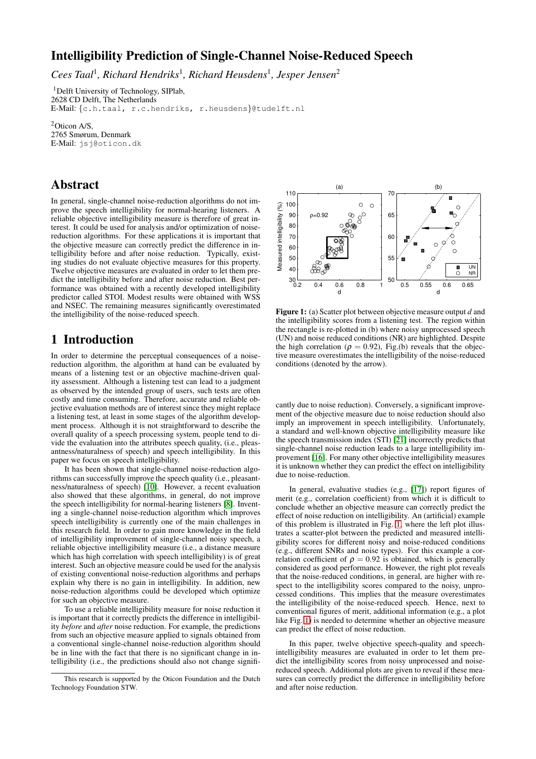# Intelligibility Prediction of Single-Channel Noise-Reduced Speech

*Cees Taal*[1], *Richard Hendriks*[1], *Richard Heusdens*[1], *Jesper Jensen*[2]

[1]Delft University of Technology, SIPlab,
2628 CD Delft, The Netherlands
E-Mail: {c.h.taal, r.c.hendriks, r.heusdens}@tudelft.nl

[2]Oticon A/S,
2765 Smørum, Denmark
E-Mail: jsj@oticon.dk

# Abstract

In general, single-channel noise-reduction algorithms do not improve the speech intelligibility for normal-hearing listeners. A reliable objective intelligibility measure is therefore of great interest. It could be used for analysis and/or optimization of noise-reduction algorithms. For these applications it is important that the objective measure can correctly predict the difference in intelligibility before and after noise reduction. Typically, existing studies do not evaluate objective measures for this property. Twelve objective measures are evaluated in order to let them predict the intelligibility before and after noise reduction. Best performance was obtained with a recently developed intelligibility predictor called STOI. Modest results were obtained with WSS and NSEC. The remaining measures significantly overestimated the intelligibility of the noise-reduced speech.

# 1 Introduction

In order to determine the perceptual consequences of a noise-reduction algorithm, the algorithm at hand can be evaluated by means of a listening test or an objective machine-driven quality assessment. Although a listening test can lead to a judgment as observed by the intended group of users, such tests are often costly and time consuming. Therefore, accurate and reliable objective evaluation methods are of interest since they might replace a listening test, at least in some stages of the algorithm development process. Although it is not straightforward to describe the overall quality of a speech processing system, people tend to divide the evaluation into the attributes speech quality, (i.e., pleasantness/naturalness of speech) and speech intelligibility. In this paper we focus on speech intelligibility.

It has been shown that single-channel noise-reduction algorithms can successfully improve the speech quality (i.e., pleasantness/naturalness of speech) [10]. However, a recent evaluation also showed that these algorithms, in general, do not improve the speech intelligibility for normal-hearing listeners [8]. Inventing a single-channel noise-reduction algorithm which improves speech intelligibility is currently one of the main challenges in this research field. In order to gain more knowledge in the field of intelligibility improvement of single-channel noisy speech, a reliable objective intelligibility measure (i.e., a distance measure which has high correlation with speech intelligibility) is of great interest. Such an objective measure could be used for the analysis of existing conventional noise-reduction algorithms and perhaps explain why there is no gain in intelligibility. In addition, new noise-reduction algorithms could be developed which optimize for such an objective measure.

To use a reliable intelligibility measure for noise reduction it is important that it correctly predicts the difference in intelligibility *before* and *after* noise reduction. For example, the predictions from such an objective measure applied to signals obtained from a conventional single-channel noise-reduction algorithm should be in line with the fact that there is no significant change in intelligibility (i.e., the predictions should also not change significantly due to noise reduction). Conversely, a significant improvement of the objective measure due to noise reduction should also imply an improvement in speech intelligibility. Unfortunately, a standard and well-known objective intelligibility measure like the speech transmission index (STI) [21] incorrectly predicts that single-channel noise reduction leads to a large intelligibility improvement [16]. For many other objective intelligibility measures it is unknown whether they can predict the effect on intelligibility due to noise-reduction.

**Figure 1:** (a) Scatter plot between objective measure output $d$ and the intelligibility scores from a listening test. The region within the rectangle is re-plotted in (b) where noisy unprocessed speech (UN) and noise reduced conditions (NR) are highlighted. Despite the high correlation ($\rho = 0.92$), Fig.(b) reveals that the objective measure overestimates the intelligibility of the noise-reduced conditions (denoted by the arrow).

In general, evaluative studies (e.g., [17]) report figures of merit (e.g., correlation coefficient) from which it is difficult to conclude whether an objective measure can correctly predict the effect of noise reduction on intelligibility. An (artificial) example of this problem is illustrated in Fig. 1, where the left plot illustrates a scatter-plot between the predicted and measured intelligibility scores for different noisy and noise-reduced conditions (e.g., different SNRs and noise types). For this example a correlation coefficient of $\rho = 0.92$ is obtained, which is generally considered as good performance. However, the right plot reveals that the noise-reduced conditions, in general, are higher with respect to the intelligibility scores compared to the noisy, unprocessed conditions. This implies that the measure overestimates the intelligibility of the noise-reduced speech. Hence, next to conventional figures of merit, additional information (e.g., a plot like Fig. 1) is needed to determine whether an objective measure can predict the effect of noise reduction.

In this paper, twelve objective speech-quality and speech-intelligibility measures are evaluated in order to let them predict the intelligibility scores from noisy unprocessed and noise-reduced speech. Additional plots are given to reveal if these measures can correctly predict the difference in intelligibility before and after noise reduction.

---

This research is supported by the Oticon Foundation and the Dutch Technology Foundation STW.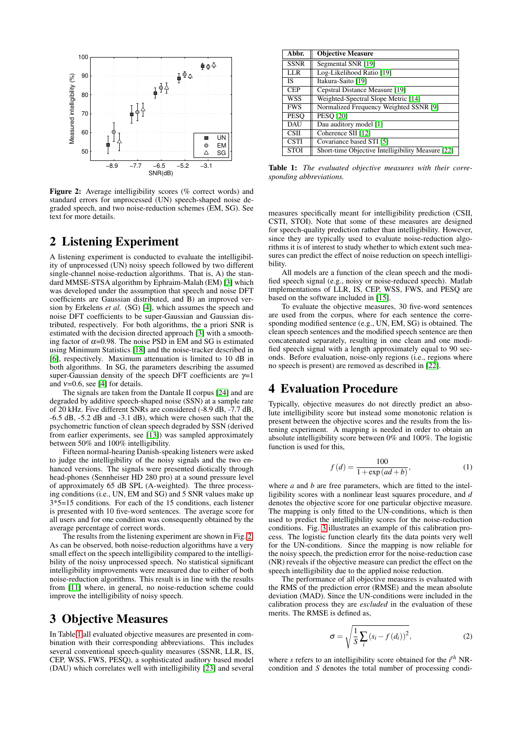Figure 2: Average intelligibility scores (% correct words) and standard errors for unprocessed (UN) speech-shaped noise degraded speech, and two noise-reduction schemes (EM, SG). See text for more details.

## 2 Listening Experiment

A listening experiment is conducted to evaluate the intelligibility of unprocessed (UN) noisy speech followed by two different single-channel noise-reduction algorithms. That is, A) the standard MMSE-STSA algorithm by Ephraim-Malah (EM) [3] which was developed under the assumption that speech and noise DFT coefficients are Gaussian distributed, and B) an improved version by Erkelens *et al.* (SG) [4], which assumes the speech and noise DFT coefficients to be super-Gaussian and Gaussian distributed, respectively. For both algorithms, the a priori SNR is estimated with the decision directed approach [3] with a smoothing factor of $\alpha$=0.98. The noise PSD in EM and SG is estimated using Minimum Statistics [18] and the noise-tracker described in [6], respectively. Maximum attenuation is limited to 10 dB in both algorithms. In SG, the parameters describing the assumed super-Gaussian density of the speech DFT coefficients are $\gamma$=1 and $\nu$=0.6, see [4] for details.

The signals are taken from the Dantale II corpus [24] and are degraded by additive speech-shaped noise (SSN) at a sample rate of 20 kHz. Five different SNRs are considered (-8.9 dB, -7.7 dB, -6.5 dB, -5.2 dB and -3.1 dB), which were chosen such that the psychometric function of clean speech degraded by SSN (derived from earlier experiments, see [13]) was sampled approximately between 50% and 100% intelligibility.

Fifteen normal-hearing Danish-speaking listeners were asked to judge the intelligibility of the noisy signals and the two enhanced versions. The signals were presented diotically through head-phones (Sennheiser HD 280 pro) at a sound pressure level of approximately 65 dB SPL (A-weighted). The three processing conditions (i.e., UN, EM and SG) and 5 SNR values make up 3*5=15 conditions. For each of the 15 conditions, each listener is presented with 10 five-word sentences. The average score for all users and for one condition was consequently obtained by the average percentage of correct words.

The results from the listening experiment are shown in Fig. 2. As can be observed, both noise-reduction algorithms have a very small effect on the speech intelligibility compared to the intelligibility of the noisy unprocessed speech. No statistical significant intelligibility improvements were measured due to either of both noise-reduction algorithms. This result is in line with the results from [11] where, in general, no noise-reduction scheme could improve the intelligibility of noisy speech.

## 3 Objective Measures

In Table 1 all evaluated objective measures are presented in combination with their corresponding abbreviations. This includes several conventional speech-quality measures (SSNR, LLR, IS, CEP, WSS, FWS, PESQ), a sophisticated auditory based model (DAU) which correlates well with intelligibility [23] and several measures specifically meant for intelligibility prediction (CSII, CSTI, STOI). Note that some of these measures are designed for speech-quality prediction rather than intelligibility. However, since they are typically used to evaluate noise-reduction algorithms it is of interest to study whether to which extent such measures can predict the effect of noise reduction on speech intelligibility.

| Abbr. | Objective Measure |
|---|---|
| SSNR | Segmental SNR [19] |
| LLR | Log-Likelihood Ratio [19] |
| IS | Itakura-Saito [19] |
| CEP | Cepstral Distance Measure [19] |
| WSS | Weighted-Spectral Slope Metric [14] |
| FWS | Normalized Frequency Weighted SSNR [9] |
| PESQ | PESQ [20] |
| DAU | Dau auditory model [1] |
| CSII | Coherence SII [12] |
| CSTI | Covariance based STI [5] |
| STOI | Short-time Objective Intelligibility Measure [22] |

**Table 1:** *The evaluated objective measures with their corresponding abbreviations.*

All models are a function of the clean speech and the modified speech signal (e.g., noisy or noise-reduced speech). Matlab implementations of LLR, IS, CEP, WSS, FWS, and PESQ are based on the software included in [15].

To evaluate the objective measures, 30 five-word sentences are used from the corpus, where for each sentence the corresponding modified sentence (e.g., UN, EM, SG) is obtained. The clean speech sentences and the modified speech sentence are then concatenated separately, resulting in one clean and one modified speech signal with a length approximately equal to 90 seconds. Before evaluation, noise-only regions (i.e., regions where no speech is present) are removed as described in [22].

## 4 Evaluation Procedure

Typically, objective measures do not directly predict an absolute intelligibility score but instead some monotonic relation is present between the objective scores and the results from the listening experiment. A mapping is needed in order to obtain an absolute intelligibility score between 0% and 100%. The logistic function is used for this,

$$f(d) = \frac{100}{1+\exp(ad+b)}, \tag{1}$$

where $a$ and $b$ are free parameters, which are fitted to the intelligibility scores with a nonlinear least squares procedure, and $d$ denotes the objective score for one particular objective measure. The mapping is only fitted to the UN-conditions, which is then used to predict the intelligibility scores for the noise-reduction conditions. Fig. 3 illustrates an example of this calibration process. The logistic function clearly fits the data points very well for the UN-conditions. Since the mapping is now reliable for the noisy speech, the prediction error for the noise-reduction case (NR) reveals if the objective measure can predict the effect on the speech intelligibility due to the applied noise reduction.

The performance of all objective measures is evaluated with the RMS of the prediction error (RMSE) and the mean absolute deviation (MAD). Since the UN-conditions were included in the calibration process they are *excluded* in the evaluation of these merits. The RMSE is defined as,

$$\sigma = \sqrt{\frac{1}{S}\sum_i (s_i - f(d_i))^2}, \tag{2}$$

where $s$ refers to an intelligibility score obtained for the $i^{th}$ NR-condition and $S$ denotes the total number of processing condi-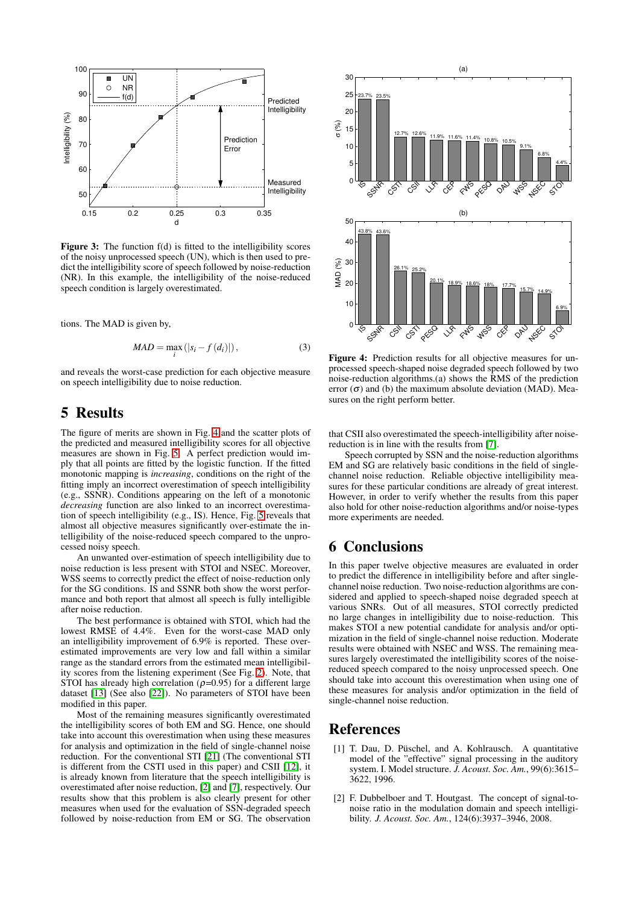**Figure 3:** The function f(d) is fitted to the intelligibility scores of the noisy unprocessed speech (UN), which is then used to predict the intelligibility score of speech followed by noise-reduction (NR). In this example, the intelligibility of the noise-reduced speech condition is largely overestimated.

tions. The MAD is given by,

$$MAD = \max_i \left( |s_i - f(d_i)| \right), \tag{3}$$

and reveals the worst-case prediction for each objective measure on speech intelligibility due to noise reduction.

# 5 Results

The figure of merits are shown in Fig. 4 and the scatter plots of the predicted and measured intelligibility scores for all objective measures are shown in Fig. 5. A perfect prediction would imply that all points are fitted by the logistic function. If the fitted monotonic mapping is *increasing*, conditions on the right of the fitting imply an incorrect overestimation of speech intelligibility (e.g., SSNR). Conditions appearing on the left of a monotonic *decreasing* function are also linked to an incorrect overestimation of speech intelligibility (e.g., IS). Hence, Fig. 5 reveals that almost all objective measures significantly over-estimate the intelligibility of the noise-reduced speech compared to the unprocessed noisy speech.

An unwanted over-estimation of speech intelligibility due to noise reduction is less present with STOI and NSEC. Moreover, WSS seems to correctly predict the effect of noise-reduction only for the SG conditions. IS and SSNR both show the worst performance and both report that almost all speech is fully intelligible after noise reduction.

The best performance is obtained with STOI, which had the lowest RMSE of 4.4%. Even for the worst-case MAD only an intelligibility improvement of 6.9% is reported. These overestimated improvements are very low and fall within a similar range as the standard errors from the estimated mean intelligibility scores from the listening experiment (See Fig. 2). Note, that STOI has already high correlation ($\rho$=0.95) for a different large dataset [13] (See also [22]). No parameters of STOI have been modified in this paper.

Most of the remaining measures significantly overestimated the intelligibility scores of both EM and SG. Hence, one should take into account this overestimation when using these measures for analysis and optimization in the field of single-channel noise reduction. For the conventional STI [21] (The conventional STI is different from the CSTI used in this paper) and CSII [12], it is already known from literature that the speech intelligibility is overestimated after noise reduction, [2] and [7], respectively. Our results show that this problem is also clearly present for other measures when used for the evaluation of SSN-degraded speech followed by noise-reduction from EM or SG. The observation

**Figure 4:** Prediction results for all objective measures for unprocessed speech-shaped noise degraded speech followed by two noise-reduction algorithms.(a) shows the RMS of the prediction error ($\sigma$) and (b) the maximum absolute deviation (MAD). Measures on the right perform better.

that CSII also overestimated the speech-intelligibility after noise-reduction is in line with the results from [7].

Speech corrupted by SSN and the noise-reduction algorithms EM and SG are relatively basic conditions in the field of single-channel noise reduction. Reliable objective intelligibility measures for these particular conditions are already of great interest. However, in order to verify whether the results from this paper also hold for other noise-reduction algorithms and/or noise-types more experiments are needed.

# 6 Conclusions

In this paper twelve objective measures are evaluated in order to predict the difference in intelligibility before and after single-channel noise reduction. Two noise-reduction algorithms are considered and applied to speech-shaped noise degraded speech at various SNRs. Out of all measures, STOI correctly predicted no large changes in intelligibility due to noise-reduction. This makes STOI a new potential candidate for analysis and/or optimization in the field of single-channel noise reduction. Moderate results were obtained with NSEC and WSS. The remaining measures largely overestimated the intelligibility scores of the noise-reduced speech compared to the noisy unprocessed speech. One should take into account this overestimation when using one of these measures for analysis and/or optimization in the field of single-channel noise reduction.

# References

[1] T. Dau, D. Püschel, and A. Kohlrausch. A quantitative model of the "effective" signal processing in the auditory system. I. Model structure. *J. Acoust. Soc. Am.*, 99(6):3615–3622, 1996.

[2] F. Dubbelboer and T. Houtgast. The concept of signal-to-noise ratio in the modulation domain and speech intelligibility. *J. Acoust. Soc. Am.*, 124(6):3937–3946, 2008.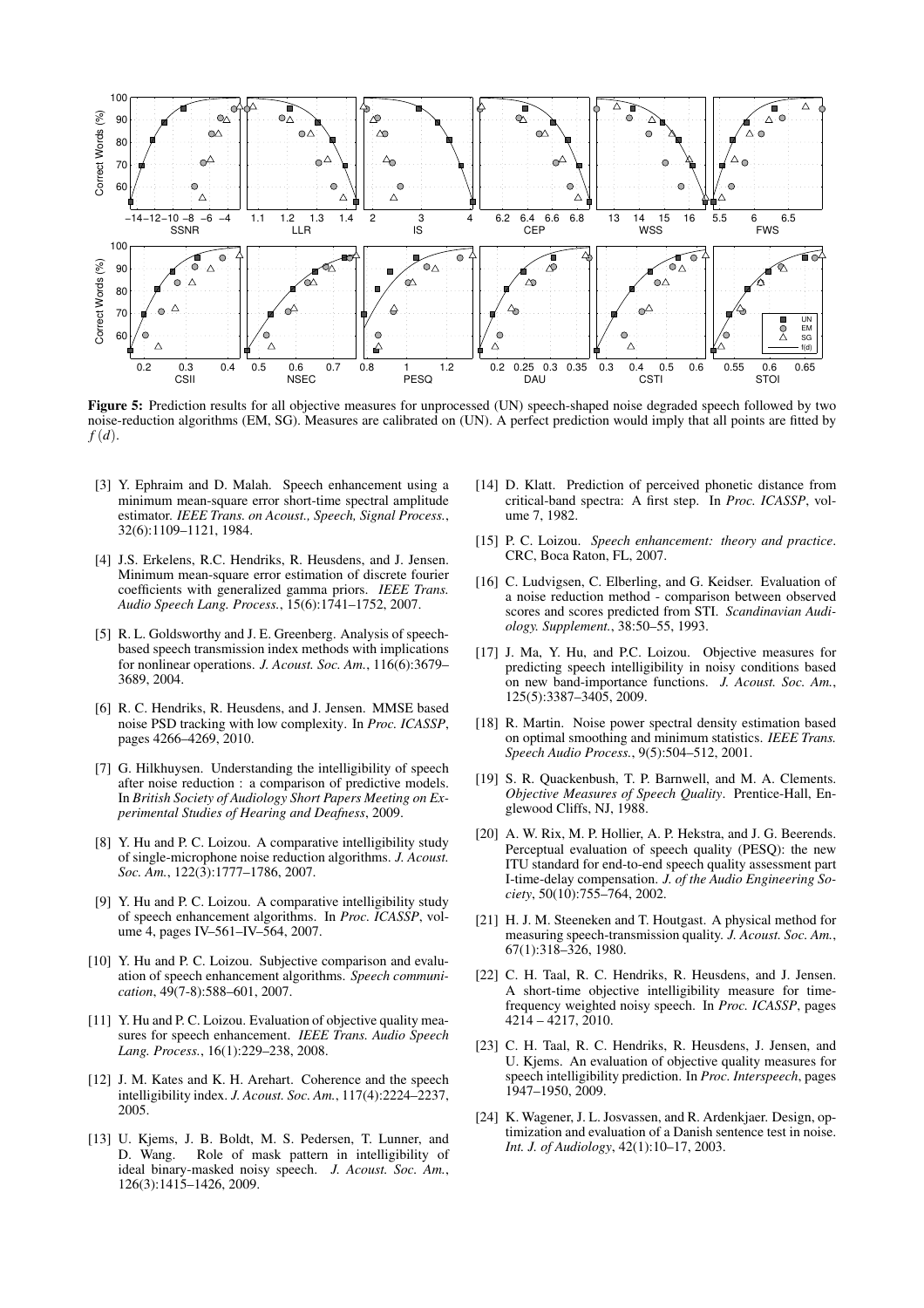Correct Words (%)

100
90
80
70
60

−14−12−10 −8 −6 −4
SSNR

1.1 1.2 1.3 1.4
LLR

2 3 4
IS

6.2 6.4 6.6 6.8
CEP

13 14 15 16
WSS

5.5 6 6.5
FWS

Correct Words (%)

100
90
80
70
60

0.2 0.3 0.4
CSII

0.5 0.6 0.7
NSEC

0.8 1 1.2
PESQ

0.2 0.25 0.3 0.35
DAU

0.3 0.4 0.5 0.6
CSTI

0.55 0.6 0.65
STOI

UN
EM
SG
f(d)

**Figure 5:** Prediction results for all objective measures for unprocessed (UN) speech-shaped noise degraded speech followed by two noise-reduction algorithms (EM, SG). Measures are calibrated on (UN). A perfect prediction would imply that all points are fitted by $f(d)$.

[3] Y. Ephraim and D. Malah. Speech enhancement using a minimum mean-square error short-time spectral amplitude estimator. *IEEE Trans. on Acoust., Speech, Signal Process.*, 32(6):1109–1121, 1984.

[4] J.S. Erkelens, R.C. Hendriks, R. Heusdens, and J. Jensen. Minimum mean-square error estimation of discrete fourier coefficients with generalized gamma priors. *IEEE Trans. Audio Speech Lang. Process.*, 15(6):1741–1752, 2007.

[5] R. L. Goldsworthy and J. E. Greenberg. Analysis of speech-based speech transmission index methods with implications for nonlinear operations. *J. Acoust. Soc. Am.*, 116(6):3679–3689, 2004.

[6] R. C. Hendriks, R. Heusdens, and J. Jensen. MMSE based noise PSD tracking with low complexity. In *Proc. ICASSP*, pages 4266–4269, 2010.

[7] G. Hilkhuysen. Understanding the intelligibility of speech after noise reduction : a comparison of predictive models. In *British Society of Audiology Short Papers Meeting on Experimental Studies of Hearing and Deafness*, 2009.

[8] Y. Hu and P. C. Loizou. A comparative intelligibility study of single-microphone noise reduction algorithms. *J. Acoust. Soc. Am.*, 122(3):1777–1786, 2007.

[9] Y. Hu and P. C. Loizou. A comparative intelligibility study of speech enhancement algorithms. In *Proc. ICASSP*, volume 4, pages IV–561–IV–564, 2007.

[10] Y. Hu and P. C. Loizou. Subjective comparison and evaluation of speech enhancement algorithms. *Speech communication*, 49(7-8):588–601, 2007.

[11] Y. Hu and P. C. Loizou. Evaluation of objective quality measures for speech enhancement. *IEEE Trans. Audio Speech Lang. Process.*, 16(1):229–238, 2008.

[12] J. M. Kates and K. H. Arehart. Coherence and the speech intelligibility index. *J. Acoust. Soc. Am.*, 117(4):2224–2237, 2005.

[13] U. Kjems, J. B. Boldt, M. S. Pedersen, T. Lunner, and D. Wang. Role of mask pattern in intelligibility of ideal binary-masked noisy speech. *J. Acoust. Soc. Am.*, 126(3):1415–1426, 2009.

[14] D. Klatt. Prediction of perceived phonetic distance from critical-band spectra: A first step. In *Proc. ICASSP*, volume 7, 1982.

[15] P. C. Loizou. *Speech enhancement: theory and practice*. CRC, Boca Raton, FL, 2007.

[16] C. Ludvigsen, C. Elberling, and G. Keidser. Evaluation of a noise reduction method - comparison between observed scores and scores predicted from STI. *Scandinavian Audiology. Supplement.*, 38:50–55, 1993.

[17] J. Ma, Y. Hu, and P.C. Loizou. Objective measures for predicting speech intelligibility in noisy conditions based on new band-importance functions. *J. Acoust. Soc. Am.*, 125(5):3387–3405, 2009.

[18] R. Martin. Noise power spectral density estimation based on optimal smoothing and minimum statistics. *IEEE Trans. Speech Audio Process.*, 9(5):504–512, 2001.

[19] S. R. Quackenbush, T. P. Barnwell, and M. A. Clements. *Objective Measures of Speech Quality*. Prentice-Hall, Englewood Cliffs, NJ, 1988.

[20] A. W. Rix, M. P. Hollier, A. P. Hekstra, and J. G. Beerends. Perceptual evaluation of speech quality (PESQ): the new ITU standard for end-to-end speech quality assessment part I-time-delay compensation. *J. of the Audio Engineering Society*, 50(10):755–764, 2002.

[21] H. J. M. Steeneken and T. Houtgast. A physical method for measuring speech-transmission quality. *J. Acoust. Soc. Am.*, 67(1):318–326, 1980.

[22] C. H. Taal, R. C. Hendriks, R. Heusdens, and J. Jensen. A short-time objective intelligibility measure for time-frequency weighted noisy speech. In *Proc. ICASSP*, pages 4214 – 4217, 2010.

[23] C. H. Taal, R. C. Hendriks, R. Heusdens, J. Jensen, and U. Kjems. An evaluation of objective quality measures for speech intelligibility prediction. In *Proc. Interspeech*, pages 1947–1950, 2009.

[24] K. Wagener, J. L. Josvassen, and R. Ardenkjaer. Design, optimization and evaluation of a Danish sentence test in noise. *Int. J. of Audiology*, 42(1):10–17, 2003.